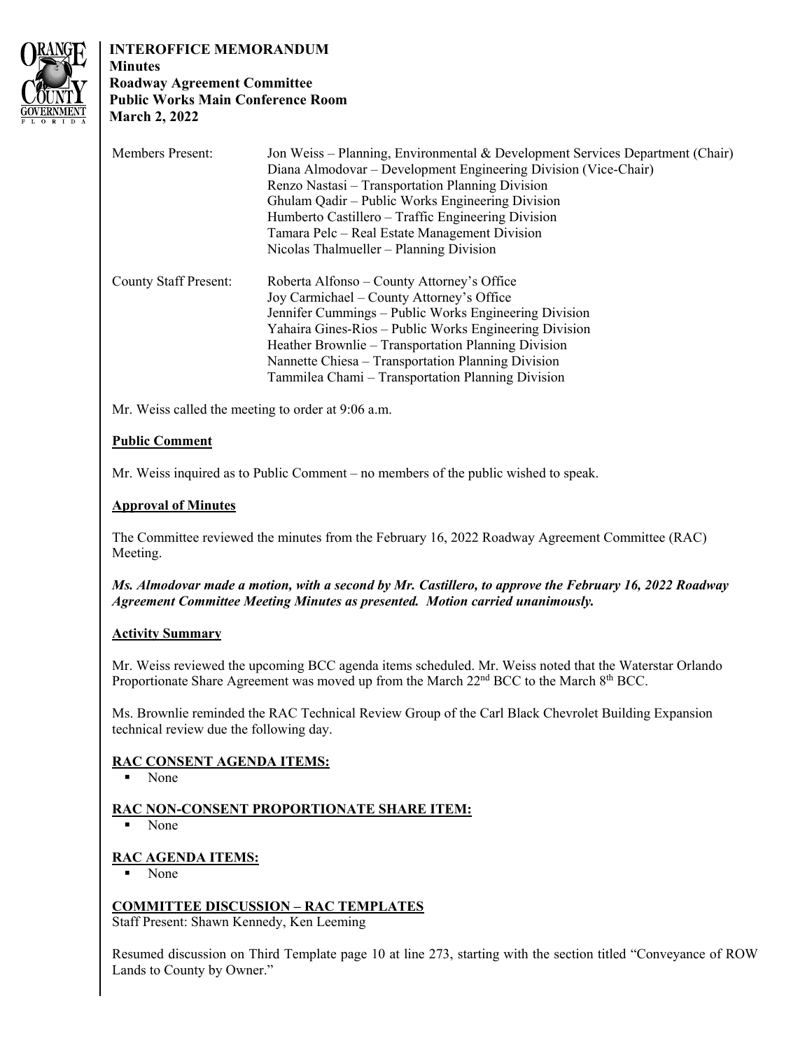**INTEROFFICE MEMORANDUM**
**Minutes**
**Roadway Agreement Committee**
**Public Works Main Conference Room**
**March 2, 2022**

| | |
|---|---|
| Members Present: | Jon Weiss – Planning, Environmental & Development Services Department (Chair)<br>Diana Almodovar – Development Engineering Division (Vice-Chair)<br>Renzo Nastasi – Transportation Planning Division<br>Ghulam Qadir – Public Works Engineering Division<br>Humberto Castillero – Traffic Engineering Division<br>Tamara Pelc – Real Estate Management Division<br>Nicolas Thalmueller – Planning Division |
| County Staff Present: | Roberta Alfonso – County Attorney's Office<br>Joy Carmichael – County Attorney's Office<br>Jennifer Cummings – Public Works Engineering Division<br>Yahaira Gines-Rios – Public Works Engineering Division<br>Heather Brownlie – Transportation Planning Division<br>Nannette Chiesa – Transportation Planning Division<br>Tammilea Chami – Transportation Planning Division |

Mr. Weiss called the meeting to order at 9:06 a.m.

**Public Comment**

Mr. Weiss inquired as to Public Comment – no members of the public wished to speak.

**Approval of Minutes**

The Committee reviewed the minutes from the February 16, 2022 Roadway Agreement Committee (RAC) Meeting.

***Ms. Almodovar made a motion, with a second by Mr. Castillero, to approve the February 16, 2022 Roadway Agreement Committee Meeting Minutes as presented. Motion carried unanimously.***

**Activity Summary**

Mr. Weiss reviewed the upcoming BCC agenda items scheduled. Mr. Weiss noted that the Waterstar Orlando Proportionate Share Agreement was moved up from the March 22nd BCC to the March 8th BCC.

Ms. Brownlie reminded the RAC Technical Review Group of the Carl Black Chevrolet Building Expansion technical review due the following day.

**RAC CONSENT AGENDA ITEMS:**

- None

**RAC NON-CONSENT PROPORTIONATE SHARE ITEM:**

- None

**RAC AGENDA ITEMS:**

- None

**COMMITTEE DISCUSSION – RAC TEMPLATES**
Staff Present: Shawn Kennedy, Ken Leeming

Resumed discussion on Third Template page 10 at line 273, starting with the section titled "Conveyance of ROW Lands to County by Owner."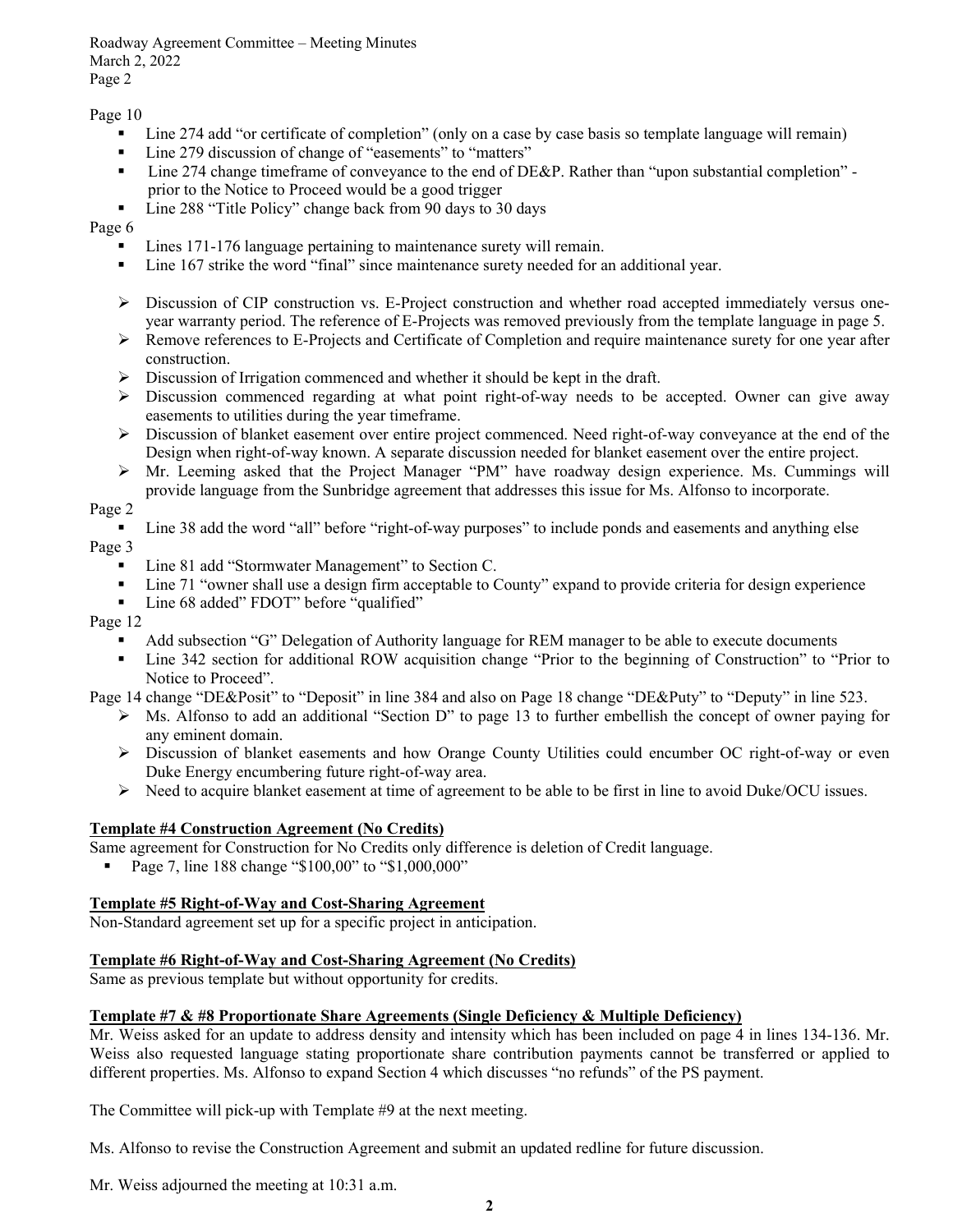Page 10

- Line 274 add "or certificate of completion" (only on a case by case basis so template language will remain)
- Line 279 discussion of change of "easements" to "matters"
- Line 274 change timeframe of conveyance to the end of DE&P. Rather than "upon substantial completion" - prior to the Notice to Proceed would be a good trigger
- Line 288 "Title Policy" change back from 90 days to 30 days

Page 6

- Lines 171-176 language pertaining to maintenance surety will remain.
- Line 167 strike the word "final" since maintenance surety needed for an additional year.

- Discussion of CIP construction vs. E-Project construction and whether road accepted immediately versus one-year warranty period. The reference of E-Projects was removed previously from the template language in page 5.
- Remove references to E-Projects and Certificate of Completion and require maintenance surety for one year after construction.
- Discussion of Irrigation commenced and whether it should be kept in the draft.
- Discussion commenced regarding at what point right-of-way needs to be accepted. Owner can give away easements to utilities during the year timeframe.
- Discussion of blanket easement over entire project commenced. Need right-of-way conveyance at the end of the Design when right-of-way known. A separate discussion needed for blanket easement over the entire project.
- Mr. Leeming asked that the Project Manager "PM" have roadway design experience. Ms. Cummings will provide language from the Sunbridge agreement that addresses this issue for Ms. Alfonso to incorporate.

Page 2

- Line 38 add the word "all" before "right-of-way purposes" to include ponds and easements and anything else

Page 3

- Line 81 add "Stormwater Management" to Section C.
- Line 71 "owner shall use a design firm acceptable to County" expand to provide criteria for design experience
- Line 68 added" FDOT" before "qualified"

Page 12

- Add subsection "G" Delegation of Authority language for REM manager to be able to execute documents
- Line 342 section for additional ROW acquisition change "Prior to the beginning of Construction" to "Prior to Notice to Proceed".

Page 14 change "DE&Posit" to "Deposit" in line 384 and also on Page 18 change "DE&Puty" to "Deputy" in line 523.

- Ms. Alfonso to add an additional "Section D" to page 13 to further embellish the concept of owner paying for any eminent domain.
- Discussion of blanket easements and how Orange County Utilities could encumber OC right-of-way or even Duke Energy encumbering future right-of-way area.
- Need to acquire blanket easement at time of agreement to be able to be first in line to avoid Duke/OCU issues.

**Template #4 Construction Agreement (No Credits)**

Same agreement for Construction for No Credits only difference is deletion of Credit language.

- Page 7, line 188 change "\$100,00" to "\$1,000,000"

**Template #5 Right-of-Way and Cost-Sharing Agreement**

Non-Standard agreement set up for a specific project in anticipation.

**Template #6 Right-of-Way and Cost-Sharing Agreement (No Credits)**

Same as previous template but without opportunity for credits.

**Template #7 & #8 Proportionate Share Agreements (Single Deficiency & Multiple Deficiency)**

Mr. Weiss asked for an update to address density and intensity which has been included on page 4 in lines 134-136. Mr. Weiss also requested language stating proportionate share contribution payments cannot be transferred or applied to different properties. Ms. Alfonso to expand Section 4 which discusses "no refunds" of the PS payment.

The Committee will pick-up with Template #9 at the next meeting.

Ms. Alfonso to revise the Construction Agreement and submit an updated redline for future discussion.

Mr. Weiss adjourned the meeting at 10:31 a.m.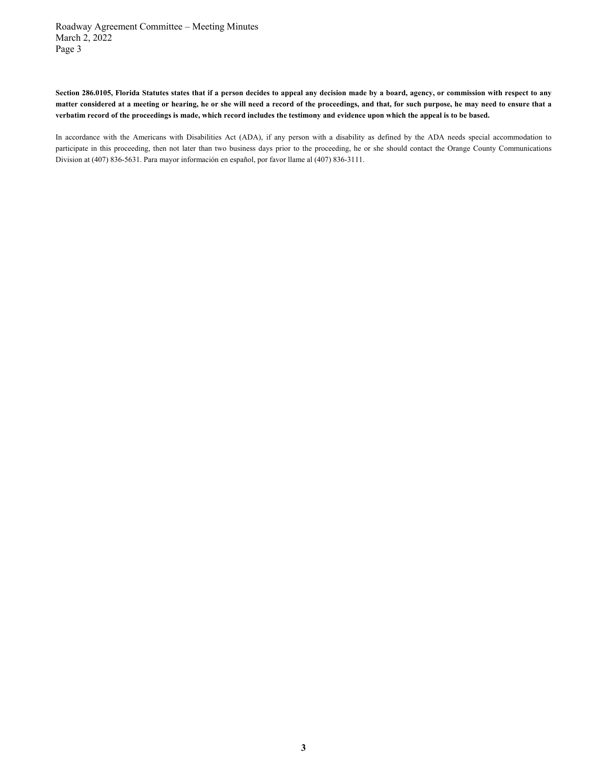**Section 286.0105, Florida Statutes states that if a person decides to appeal any decision made by a board, agency, or commission with respect to any matter considered at a meeting or hearing, he or she will need a record of the proceedings, and that, for such purpose, he may need to ensure that a verbatim record of the proceedings is made, which record includes the testimony and evidence upon which the appeal is to be based.**

In accordance with the Americans with Disabilities Act (ADA), if any person with a disability as defined by the ADA needs special accommodation to participate in this proceeding, then not later than two business days prior to the proceeding, he or she should contact the Orange County Communications Division at (407) 836-5631. Para mayor información en español, por favor llame al (407) 836-3111.